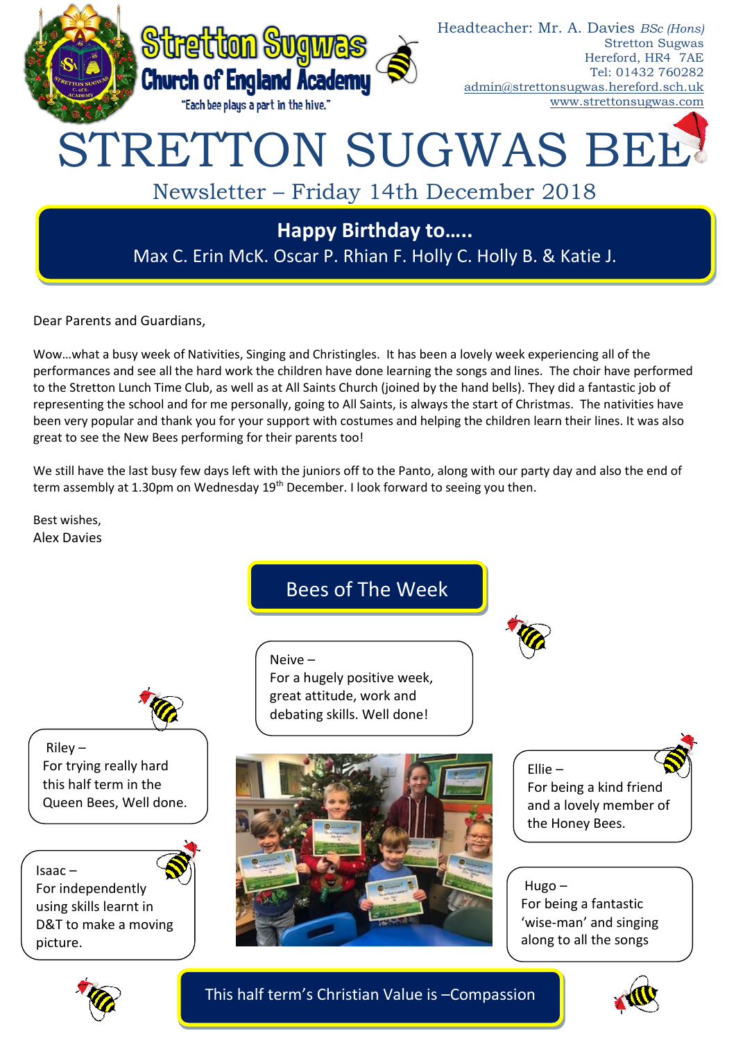# Stretton Sugwas Church of England Academy

"Each bee plays a part in the hive."

Headteacher: Mr. A. Davies *BSc (Hons)*
Stretton Sugwas
Hereford, HR4 7AE
Tel: 01432 760282
admin@strettonsugwas.hereford.sch.uk
www.strettonsugwas.com

# STRETTON SUGWAS BEE

## Newsletter – Friday 14th December 2018

**Happy Birthday to…..**

Max C. Erin McK. Oscar P. Rhian F. Holly C. Holly B. & Katie J.

Dear Parents and Guardians,

Wow…what a busy week of Nativities, Singing and Christingles. It has been a lovely week experiencing all of the performances and see all the hard work the children have done learning the songs and lines. The choir have performed to the Stretton Lunch Time Club, as well as at All Saints Church (joined by the hand bells). They did a fantastic job of representing the school and for me personally, going to All Saints, is always the start of Christmas. The nativities have been very popular and thank you for your support with costumes and helping the children learn their lines. It was also great to see the New Bees performing for their parents too!

We still have the last busy few days left with the juniors off to the Panto, along with our party day and also the end of term assembly at 1.30pm on Wednesday 19th December. I look forward to seeing you then.

Best wishes,
Alex Davies

## Bees of The Week

Neive –
For a hugely positive week, great attitude, work and debating skills. Well done!

Riley –
For trying really hard this half term in the Queen Bees, Well done.

Ellie –
For being a kind friend and a lovely member of the Honey Bees.

Isaac –
For independently using skills learnt in D&T to make a moving picture.

Hugo –
For being a fantastic 'wise-man' and singing along to all the songs

This half term's Christian Value is –Compassion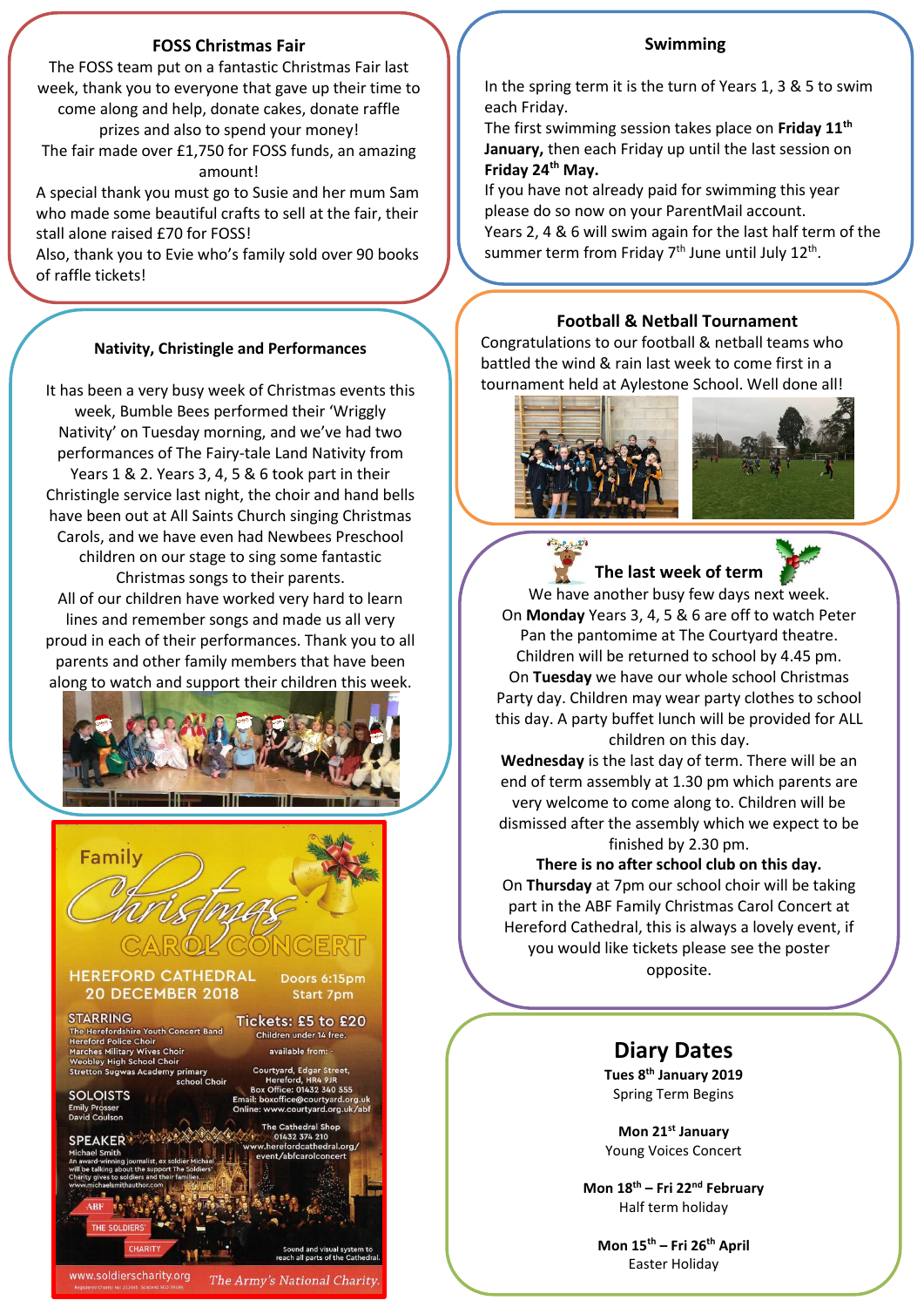## FOSS Christmas Fair

The FOSS team put on a fantastic Christmas Fair last week, thank you to everyone that gave up their time to come along and help, donate cakes, donate raffle prizes and also to spend your money!

The fair made over £1,750 for FOSS funds, an amazing amount!

A special thank you must go to Susie and her mum Sam who made some beautiful crafts to sell at the fair, their stall alone raised £70 for FOSS!

Also, thank you to Evie who's family sold over 90 books of raffle tickets!

## Nativity, Christingle and Performances

It has been a very busy week of Christmas events this week, Bumble Bees performed their 'Wriggly Nativity' on Tuesday morning, and we've had two performances of The Fairy-tale Land Nativity from Years 1 & 2. Years 3, 4, 5 & 6 took part in their Christingle service last night, the choir and hand bells have been out at All Saints Church singing Christmas Carols, and we have even had Newbees Preschool children on our stage to sing some fantastic Christmas songs to their parents.

All of our children have worked very hard to learn lines and remember songs and made us all very proud in each of their performances. Thank you to all parents and other family members that have been along to watch and support their children this week.

Family Christmas Carol Concert

HEREFORD CATHEDRAL
20 DECEMBER 2018

Doors 6:15pm
Start 7pm

STARRING
The Herefordshire Youth Concert Band
Hereford Police Choir
Marches Military Wives Choir
Weobley High School Choir
Stretton Sugwas Academy primary school Choir

SOLOISTS
Emily Prosser
David Coulson

SPEAKER
Michael Smith
An award-winning journalist, ex soldier Michael will be talking about the support The Soldiers' Charity gives to soldiers and their families. www.michaelsmithauthor.com

Tickets: £5 to £20
Children under 14 free.

available from: -

Courtyard, Edgar Street, Hereford, HR4 9JR
Box Office: 01432 340 555
Email: boxoffice@courtyard.org.uk
Online: www.courtyard.org.uk/abf

The Cathedral Shop
01432 374 210
www.herefordcathedral.org/event/abfcarolconcert

Sound and visual system to reach all parts of the Cathedral.

ABF THE SOLDIERS' CHARITY

www.soldierscharity.org

The Army's National Charity.

## Swimming

In the spring term it is the turn of Years 1, 3 & 5 to swim each Friday.

The first swimming session takes place on **Friday 11th January,** then each Friday up until the last session on **Friday 24th May.**

If you have not already paid for swimming this year please do so now on your ParentMail account.

Years 2, 4 & 6 will swim again for the last half term of the summer term from Friday 7th June until July 12th.

## Football & Netball Tournament

Congratulations to our football & netball teams who battled the wind & rain last week to come first in a tournament held at Aylestone School. Well done all!

## The last week of term

We have another busy few days next week.

On **Monday** Years 3, 4, 5 & 6 are off to watch Peter Pan the pantomime at The Courtyard theatre. Children will be returned to school by 4.45 pm.

On **Tuesday** we have our whole school Christmas Party day. Children may wear party clothes to school this day. A party buffet lunch will be provided for ALL children on this day.

**Wednesday** is the last day of term. There will be an end of term assembly at 1.30 pm which parents are very welcome to come along to. Children will be dismissed after the assembly which we expect to be finished by 2.30 pm.

**There is no after school club on this day.**

On **Thursday** at 7pm our school choir will be taking part in the ABF Family Christmas Carol Concert at Hereford Cathedral, this is always a lovely event, if you would like tickets please see the poster opposite.

## Diary Dates

**Tues 8th January 2019**
Spring Term Begins

**Mon 21st January**
Young Voices Concert

**Mon 18th – Fri 22nd February**
Half term holiday

**Mon 15th – Fri 26th April**
Easter Holiday